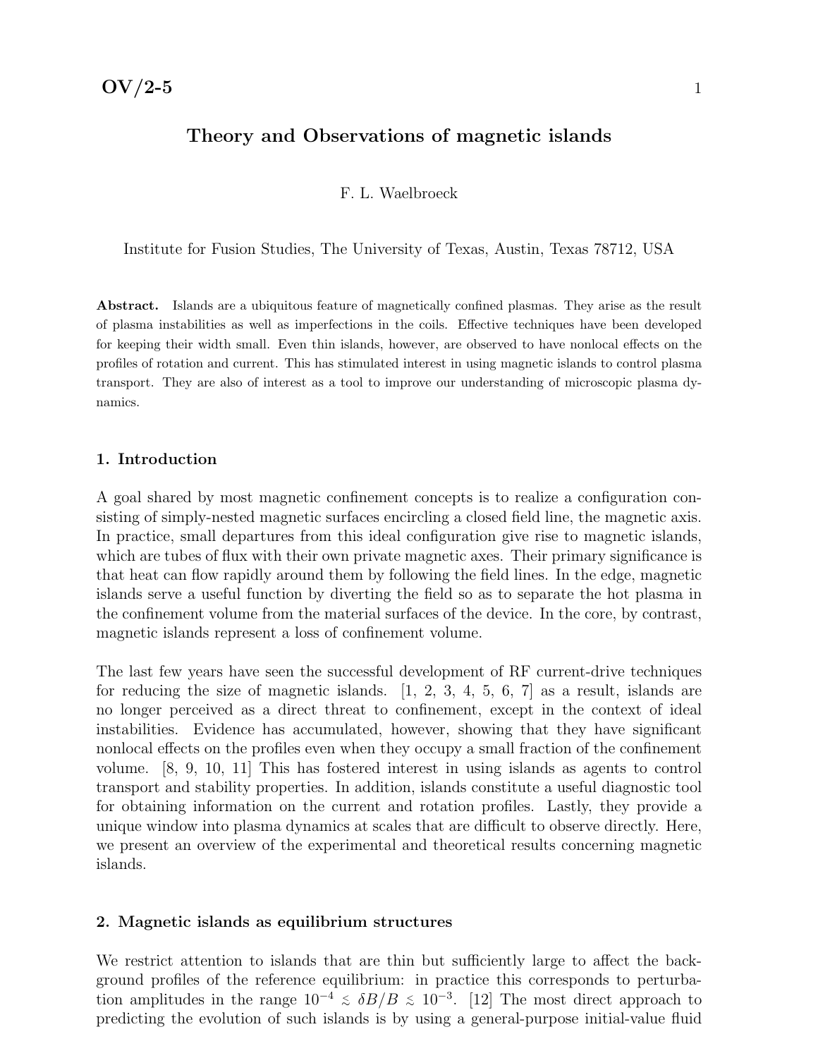# Theory and Observations of magnetic islands

F. L. Waelbroeck

Institute for Fusion Studies, The University of Texas, Austin, Texas 78712, USA

**Abstract.** Islands are a ubiquitous feature of magnetically confined plasmas. They arise as the result of plasma instabilities as well as imperfections in the coils. Effective techniques have been developed for keeping their width small. Even thin islands, however, are observed to have nonlocal effects on the profiles of rotation and current. This has stimulated interest in using magnetic islands to control plasma transport. They are also of interest as a tool to improve our understanding of microscopic plasma dynamics.

## 1. Introduction

A goal shared by most magnetic confinement concepts is to realize a configuration consisting of simply-nested magnetic surfaces encircling a closed field line, the magnetic axis. In practice, small departures from this ideal configuration give rise to magnetic islands, which are tubes of flux with their own private magnetic axes. Their primary significance is that heat can flow rapidly around them by following the field lines. In the edge, magnetic islands serve a useful function by diverting the field so as to separate the hot plasma in the confinement volume from the material surfaces of the device. In the core, by contrast, magnetic islands represent a loss of confinement volume.

The last few years have seen the successful development of RF current-drive techniques for reducing the size of magnetic islands. [1, 2, 3, 4, 5, 6, 7] as a result, islands are no longer perceived as a direct threat to confinement, except in the context of ideal instabilities. Evidence has accumulated, however, showing that they have significant nonlocal effects on the profiles even when they occupy a small fraction of the confinement volume. [8, 9, 10, 11] This has fostered interest in using islands as agents to control transport and stability properties. In addition, islands constitute a useful diagnostic tool for obtaining information on the current and rotation profiles. Lastly, they provide a unique window into plasma dynamics at scales that are difficult to observe directly. Here, we present an overview of the experimental and theoretical results concerning magnetic islands.

## 2. Magnetic islands as equilibrium structures

We restrict attention to islands that are thin but sufficiently large to affect the background profiles of the reference equilibrium: in practice this corresponds to perturbation amplitudes in the range $10^{-4} \lesssim \delta B/B \lesssim 10^{-3}$. [12] The most direct approach to predicting the evolution of such islands is by using a general-purpose initial-value fluid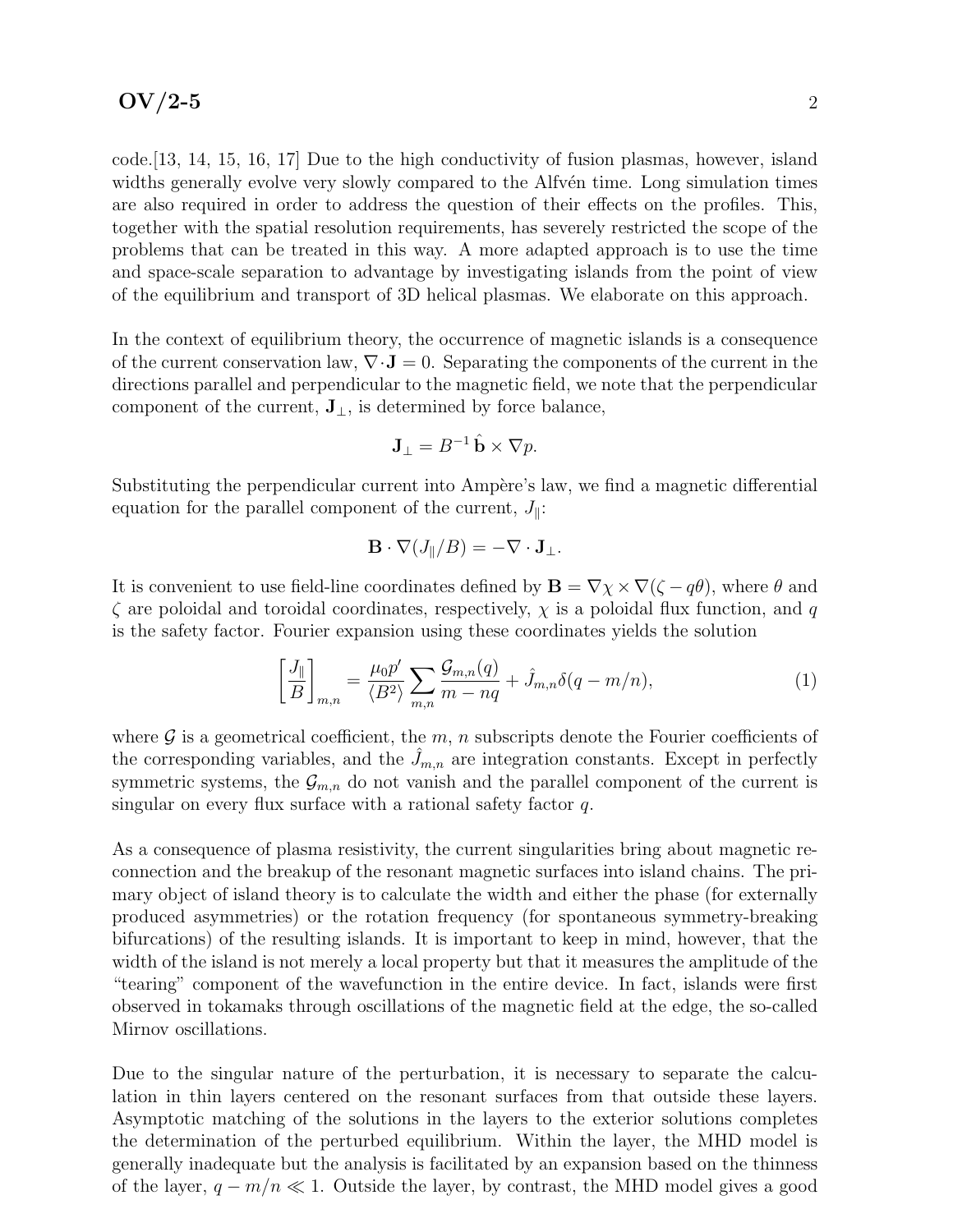code.[13, 14, 15, 16, 17] Due to the high conductivity of fusion plasmas, however, island widths generally evolve very slowly compared to the Alfvén time. Long simulation times are also required in order to address the question of their effects on the profiles. This, together with the spatial resolution requirements, has severely restricted the scope of the problems that can be treated in this way. A more adapted approach is to use the time and space-scale separation to advantage by investigating islands from the point of view of the equilibrium and transport of 3D helical plasmas. We elaborate on this approach.

In the context of equilibrium theory, the occurrence of magnetic islands is a consequence of the current conservation law, $\nabla \cdot \mathbf{J} = 0$. Separating the components of the current in the directions parallel and perpendicular to the magnetic field, we note that the perpendicular component of the current, $\mathbf{J}_\perp$, is determined by force balance,

$$\mathbf{J}_\perp = B^{-1}\,\hat{\mathbf{b}} \times \nabla p.$$

Substituting the perpendicular current into Ampère's law, we find a magnetic differential equation for the parallel component of the current, $J_\parallel$:

$$\mathbf{B} \cdot \nabla (J_\parallel / B) = -\nabla \cdot \mathbf{J}_\perp.$$

It is convenient to use field-line coordinates defined by $\mathbf{B} = \nabla \chi \times \nabla(\zeta - q\theta)$, where $\theta$ and $\zeta$ are poloidal and toroidal coordinates, respectively, $\chi$ is a poloidal flux function, and $q$ is the safety factor. Fourier expansion using these coordinates yields the solution

$$\left[\frac{J_\parallel}{B}\right]_{m,n} = \frac{\mu_0 p'}{\langle B^2 \rangle} \sum_{m,n} \frac{\mathcal{G}_{m,n}(q)}{m - nq} + \hat{J}_{m,n}\delta(q - m/n), \tag{1}$$

where $\mathcal{G}$ is a geometrical coefficient, the $m$, $n$ subscripts denote the Fourier coefficients of the corresponding variables, and the $\hat{J}_{m,n}$ are integration constants. Except in perfectly symmetric systems, the $\mathcal{G}_{m,n}$ do not vanish and the parallel component of the current is singular on every flux surface with a rational safety factor $q$.

As a consequence of plasma resistivity, the current singularities bring about magnetic reconnection and the breakup of the resonant magnetic surfaces into island chains. The primary object of island theory is to calculate the width and either the phase (for externally produced asymmetries) or the rotation frequency (for spontaneous symmetry-breaking bifurcations) of the resulting islands. It is important to keep in mind, however, that the width of the island is not merely a local property but that it measures the amplitude of the "tearing" component of the wavefunction in the entire device. In fact, islands were first observed in tokamaks through oscillations of the magnetic field at the edge, the so-called Mirnov oscillations.

Due to the singular nature of the perturbation, it is necessary to separate the calculation in thin layers centered on the resonant surfaces from that outside these layers. Asymptotic matching of the solutions in the layers to the exterior solutions completes the determination of the perturbed equilibrium. Within the layer, the MHD model is generally inadequate but the analysis is facilitated by an expansion based on the thinness of the layer, $q - m/n \ll 1$. Outside the layer, by contrast, the MHD model gives a good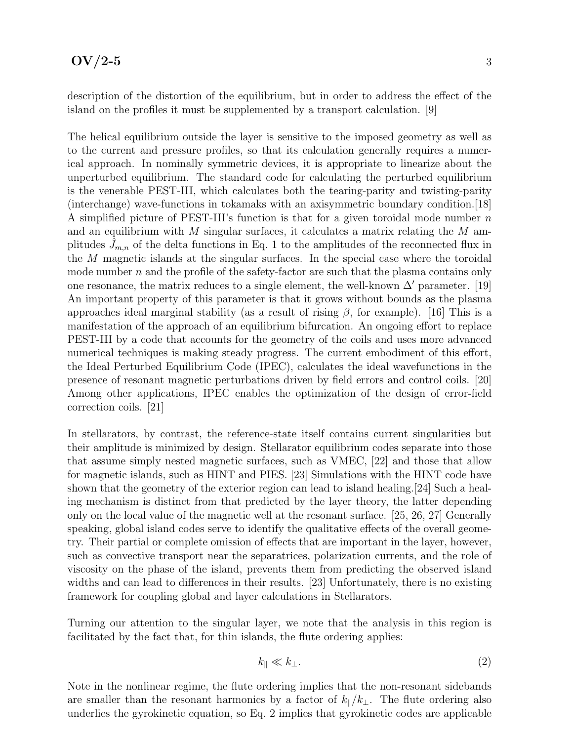description of the distortion of the equilibrium, but in order to address the effect of the island on the profiles it must be supplemented by a transport calculation. [9]

The helical equilibrium outside the layer is sensitive to the imposed geometry as well as to the current and pressure profiles, so that its calculation generally requires a numerical approach. In nominally symmetric devices, it is appropriate to linearize about the unperturbed equilibrium. The standard code for calculating the perturbed equilibrium is the venerable PEST-III, which calculates both the tearing-parity and twisting-parity (interchange) wave-functions in tokamaks with an axisymmetric boundary condition.[18] A simplified picture of PEST-III's function is that for a given toroidal mode number $n$ and an equilibrium with $M$ singular surfaces, it calculates a matrix relating the $M$ amplitudes $\hat{J}_{m,n}$ of the delta functions in Eq. 1 to the amplitudes of the reconnected flux in the $M$ magnetic islands at the singular surfaces. In the special case where the toroidal mode number $n$ and the profile of the safety-factor are such that the plasma contains only one resonance, the matrix reduces to a single element, the well-known $\Delta'$ parameter. [19] An important property of this parameter is that it grows without bounds as the plasma approaches ideal marginal stability (as a result of rising $\beta$, for example). [16] This is a manifestation of the approach of an equilibrium bifurcation. An ongoing effort to replace PEST-III by a code that accounts for the geometry of the coils and uses more advanced numerical techniques is making steady progress. The current embodiment of this effort, the Ideal Perturbed Equilibrium Code (IPEC), calculates the ideal wavefunctions in the presence of resonant magnetic perturbations driven by field errors and control coils. [20] Among other applications, IPEC enables the optimization of the design of error-field correction coils. [21]

In stellarators, by contrast, the reference-state itself contains current singularities but their amplitude is minimized by design. Stellarator equilibrium codes separate into those that assume simply nested magnetic surfaces, such as VMEC, [22] and those that allow for magnetic islands, such as HINT and PIES. [23] Simulations with the HINT code have shown that the geometry of the exterior region can lead to island healing.[24] Such a healing mechanism is distinct from that predicted by the layer theory, the latter depending only on the local value of the magnetic well at the resonant surface. [25, 26, 27] Generally speaking, global island codes serve to identify the qualitative effects of the overall geometry. Their partial or complete omission of effects that are important in the layer, however, such as convective transport near the separatrices, polarization currents, and the role of viscosity on the phase of the island, prevents them from predicting the observed island widths and can lead to differences in their results. [23] Unfortunately, there is no existing framework for coupling global and layer calculations in Stellarators.

Turning our attention to the singular layer, we note that the analysis in this region is facilitated by the fact that, for thin islands, the flute ordering applies:

$$k_{\parallel} \ll k_{\perp}. \tag{2}$$

Note in the nonlinear regime, the flute ordering implies that the non-resonant sidebands are smaller than the resonant harmonics by a factor of $k_{\parallel}/k_{\perp}$. The flute ordering also underlies the gyrokinetic equation, so Eq. 2 implies that gyrokinetic codes are applicable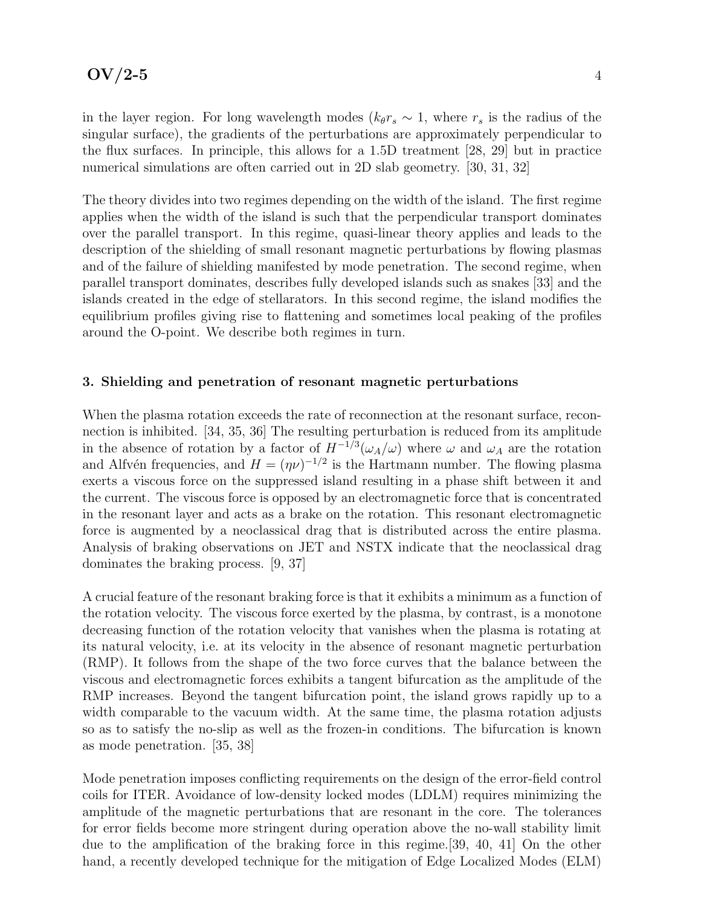in the layer region. For long wavelength modes ($k_\theta r_s \sim 1$, where $r_s$ is the radius of the singular surface), the gradients of the perturbations are approximately perpendicular to the flux surfaces. In principle, this allows for a 1.5D treatment [28, 29] but in practice numerical simulations are often carried out in 2D slab geometry. [30, 31, 32]

The theory divides into two regimes depending on the width of the island. The first regime applies when the width of the island is such that the perpendicular transport dominates over the parallel transport. In this regime, quasi-linear theory applies and leads to the description of the shielding of small resonant magnetic perturbations by flowing plasmas and of the failure of shielding manifested by mode penetration. The second regime, when parallel transport dominates, describes fully developed islands such as snakes [33] and the islands created in the edge of stellarators. In this second regime, the island modifies the equilibrium profiles giving rise to flattening and sometimes local peaking of the profiles around the O-point. We describe both regimes in turn.

## 3. Shielding and penetration of resonant magnetic perturbations

When the plasma rotation exceeds the rate of reconnection at the resonant surface, reconnection is inhibited. [34, 35, 36] The resulting perturbation is reduced from its amplitude in the absence of rotation by a factor of $H^{-1/3}(\omega_A/\omega)$ where $\omega$ and $\omega_A$ are the rotation and Alfvén frequencies, and $H = (\eta\nu)^{-1/2}$ is the Hartmann number. The flowing plasma exerts a viscous force on the suppressed island resulting in a phase shift between it and the current. The viscous force is opposed by an electromagnetic force that is concentrated in the resonant layer and acts as a brake on the rotation. This resonant electromagnetic force is augmented by a neoclassical drag that is distributed across the entire plasma. Analysis of braking observations on JET and NSTX indicate that the neoclassical drag dominates the braking process. [9, 37]

A crucial feature of the resonant braking force is that it exhibits a minimum as a function of the rotation velocity. The viscous force exerted by the plasma, by contrast, is a monotone decreasing function of the rotation velocity that vanishes when the plasma is rotating at its natural velocity, i.e. at its velocity in the absence of resonant magnetic perturbation (RMP). It follows from the shape of the two force curves that the balance between the viscous and electromagnetic forces exhibits a tangent bifurcation as the amplitude of the RMP increases. Beyond the tangent bifurcation point, the island grows rapidly up to a width comparable to the vacuum width. At the same time, the plasma rotation adjusts so as to satisfy the no-slip as well as the frozen-in conditions. The bifurcation is known as mode penetration. [35, 38]

Mode penetration imposes conflicting requirements on the design of the error-field control coils for ITER. Avoidance of low-density locked modes (LDLM) requires minimizing the amplitude of the magnetic perturbations that are resonant in the core. The tolerances for error fields become more stringent during operation above the no-wall stability limit due to the amplification of the braking force in this regime.[39, 40, 41] On the other hand, a recently developed technique for the mitigation of Edge Localized Modes (ELM)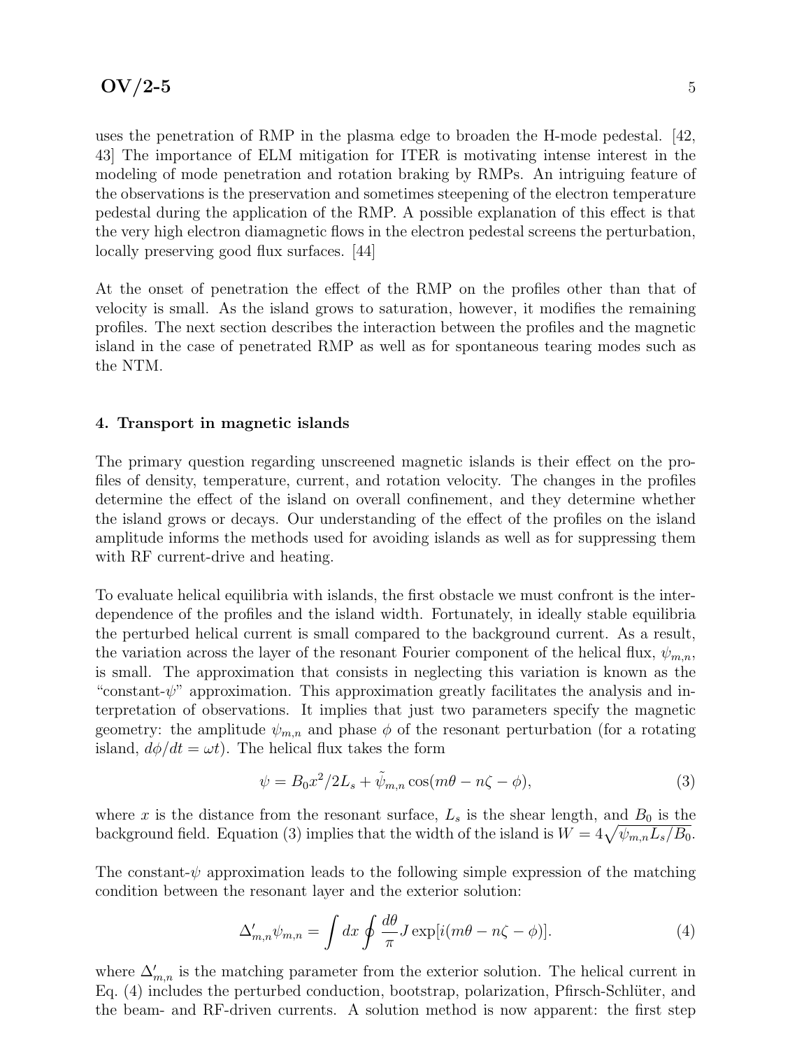uses the penetration of RMP in the plasma edge to broaden the H-mode pedestal. [42, 43] The importance of ELM mitigation for ITER is motivating intense interest in the modeling of mode penetration and rotation braking by RMPs. An intriguing feature of the observations is the preservation and sometimes steepening of the electron temperature pedestal during the application of the RMP. A possible explanation of this effect is that the very high electron diamagnetic flows in the electron pedestal screens the perturbation, locally preserving good flux surfaces. [44]

At the onset of penetration the effect of the RMP on the profiles other than that of velocity is small. As the island grows to saturation, however, it modifies the remaining profiles. The next section describes the interaction between the profiles and the magnetic island in the case of penetrated RMP as well as for spontaneous tearing modes such as the NTM.

## 4. Transport in magnetic islands

The primary question regarding unscreened magnetic islands is their effect on the profiles of density, temperature, current, and rotation velocity. The changes in the profiles determine the effect of the island on overall confinement, and they determine whether the island grows or decays. Our understanding of the effect of the profiles on the island amplitude informs the methods used for avoiding islands as well as for suppressing them with RF current-drive and heating.

To evaluate helical equilibria with islands, the first obstacle we must confront is the interdependence of the profiles and the island width. Fortunately, in ideally stable equilibria the perturbed helical current is small compared to the background current. As a result, the variation across the layer of the resonant Fourier component of the helical flux, $\psi_{m,n}$, is small. The approximation that consists in neglecting this variation is known as the "constant-$\psi$" approximation. This approximation greatly facilitates the analysis and interpretation of observations. It implies that just two parameters specify the magnetic geometry: the amplitude $\psi_{m,n}$ and phase $\phi$ of the resonant perturbation (for a rotating island, $d\phi/dt = \omega t$). The helical flux takes the form

$$\psi = B_0 x^2/2L_s + \tilde{\psi}_{m,n} \cos(m\theta - n\zeta - \phi), \tag{3}$$

where $x$ is the distance from the resonant surface, $L_s$ is the shear length, and $B_0$ is the background field. Equation (3) implies that the width of the island is $W = 4\sqrt{\psi_{m,n} L_s / B_0}$.

The constant-$\psi$ approximation leads to the following simple expression of the matching condition between the resonant layer and the exterior solution:

$$\Delta'_{m,n}\psi_{m,n} = \int dx \oint \frac{d\theta}{\pi} J \exp[i(m\theta - n\zeta - \phi)]. \tag{4}$$

where $\Delta'_{m,n}$ is the matching parameter from the exterior solution. The helical current in Eq. (4) includes the perturbed conduction, bootstrap, polarization, Pfirsch-Schlüter, and the beam- and RF-driven currents. A solution method is now apparent: the first step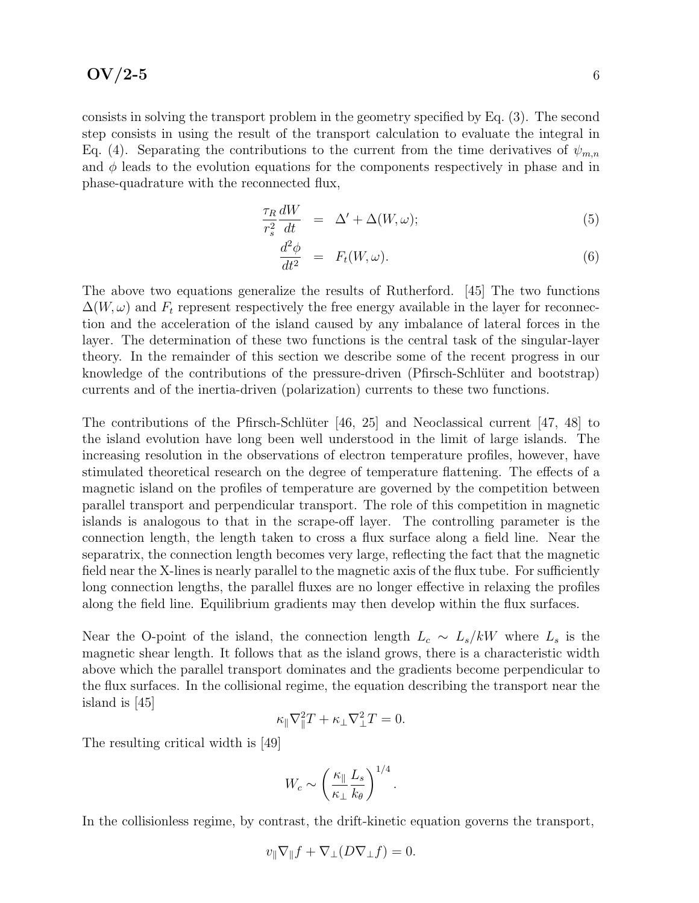consists in solving the transport problem in the geometry specified by Eq. (3). The second step consists in using the result of the transport calculation to evaluate the integral in Eq. (4). Separating the contributions to the current from the time derivatives of $\psi_{m,n}$ and $\phi$ leads to the evolution equations for the components respectively in phase and in phase-quadrature with the reconnected flux,

$$\frac{\tau_R}{r_s^2}\frac{dW}{dt} = \Delta' + \Delta(W,\omega); \tag{5}$$

$$\frac{d^2\phi}{dt^2} = F_t(W,\omega). \tag{6}$$

The above two equations generalize the results of Rutherford. [45] The two functions $\Delta(W,\omega)$ and $F_t$ represent respectively the free energy available in the layer for reconnection and the acceleration of the island caused by any imbalance of lateral forces in the layer. The determination of these two functions is the central task of the singular-layer theory. In the remainder of this section we describe some of the recent progress in our knowledge of the contributions of the pressure-driven (Pfirsch-Schlüter and bootstrap) currents and of the inertia-driven (polarization) currents to these two functions.

The contributions of the Pfirsch-Schlüter [46, 25] and Neoclassical current [47, 48] to the island evolution have long been well understood in the limit of large islands. The increasing resolution in the observations of electron temperature profiles, however, have stimulated theoretical research on the degree of temperature flattening. The effects of a magnetic island on the profiles of temperature are governed by the competition between parallel transport and perpendicular transport. The role of this competition in magnetic islands is analogous to that in the scrape-off layer. The controlling parameter is the connection length, the length taken to cross a flux surface along a field line. Near the separatrix, the connection length becomes very large, reflecting the fact that the magnetic field near the X-lines is nearly parallel to the magnetic axis of the flux tube. For sufficiently long connection lengths, the parallel fluxes are no longer effective in relaxing the profiles along the field line. Equilibrium gradients may then develop within the flux surfaces.

Near the O-point of the island, the connection length $L_c \sim L_s/kW$ where $L_s$ is the magnetic shear length. It follows that as the island grows, there is a characteristic width above which the parallel transport dominates and the gradients become perpendicular to the flux surfaces. In the collisional regime, the equation describing the transport near the island is [45]

$$\kappa_\parallel \nabla_\parallel^2 T + \kappa_\perp \nabla_\perp^2 T = 0.$$

The resulting critical width is [49]

$$W_c \sim \left(\frac{\kappa_\parallel}{\kappa_\perp}\frac{L_s}{k_\theta}\right)^{1/4}.$$

In the collisionless regime, by contrast, the drift-kinetic equation governs the transport,

$$v_\parallel \nabla_\parallel f + \nabla_\perp(D\nabla_\perp f) = 0.$$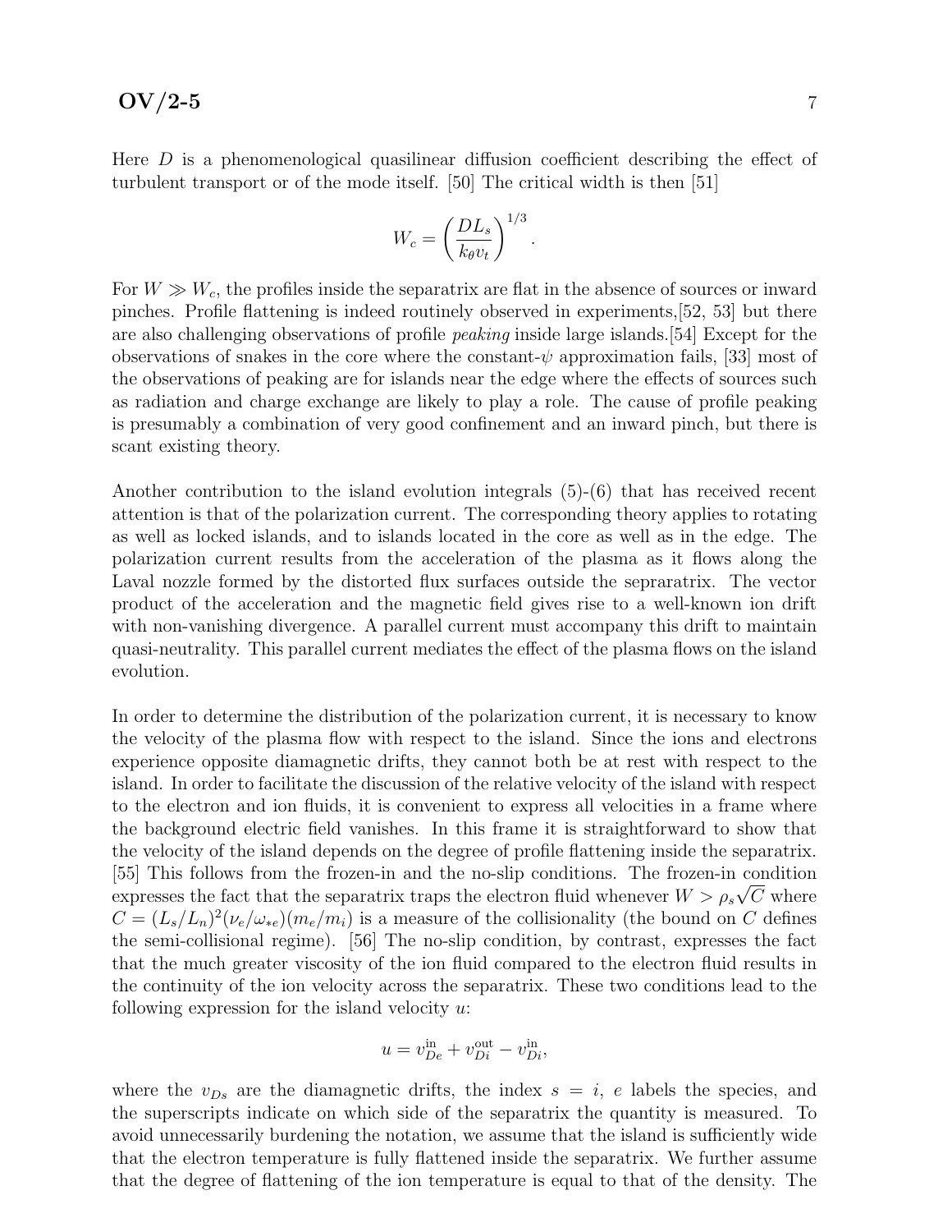Here $D$ is a phenomenological quasilinear diffusion coefficient describing the effect of turbulent transport or of the mode itself. [50] The critical width is then [51]

$$W_c = \left(\frac{DL_s}{k_\theta v_t}\right)^{1/3}.$$

For $W \gg W_c$, the profiles inside the separatrix are flat in the absence of sources or inward pinches. Profile flattening is indeed routinely observed in experiments,[52, 53] but there are also challenging observations of profile *peaking* inside large islands.[54] Except for the observations of snakes in the core where the constant-$\psi$ approximation fails, [33] most of the observations of peaking are for islands near the edge where the effects of sources such as radiation and charge exchange are likely to play a role. The cause of profile peaking is presumably a combination of very good confinement and an inward pinch, but there is scant existing theory.

Another contribution to the island evolution integrals (5)-(6) that has received recent attention is that of the polarization current. The corresponding theory applies to rotating as well as locked islands, and to islands located in the core as well as in the edge. The polarization current results from the acceleration of the plasma as it flows along the Laval nozzle formed by the distorted flux surfaces outside the sepraratrix. The vector product of the acceleration and the magnetic field gives rise to a well-known ion drift with non-vanishing divergence. A parallel current must accompany this drift to maintain quasi-neutrality. This parallel current mediates the effect of the plasma flows on the island evolution.

In order to determine the distribution of the polarization current, it is necessary to know the velocity of the plasma flow with respect to the island. Since the ions and electrons experience opposite diamagnetic drifts, they cannot both be at rest with respect to the island. In order to facilitate the discussion of the relative velocity of the island with respect to the electron and ion fluids, it is convenient to express all velocities in a frame where the background electric field vanishes. In this frame it is straightforward to show that the velocity of the island depends on the degree of profile flattening inside the separatrix. [55] This follows from the frozen-in and the no-slip conditions. The frozen-in condition expresses the fact that the separatrix traps the electron fluid whenever $W > \rho_s\sqrt{C}$ where $C = (L_s/L_n)^2(\nu_e/\omega_{*e})(m_e/m_i)$ is a measure of the collisionality (the bound on $C$ defines the semi-collisional regime). [56] The no-slip condition, by contrast, expresses the fact that the much greater viscosity of the ion fluid compared to the electron fluid results in the continuity of the ion velocity across the separatrix. These two conditions lead to the following expression for the island velocity $u$:

$$u = v_{De}^{\text{in}} + v_{Di}^{\text{out}} - v_{Di}^{\text{in}},$$

where the $v_{Ds}$ are the diamagnetic drifts, the index $s = i,\ e$ labels the species, and the superscripts indicate on which side of the separatrix the quantity is measured. To avoid unnecessarily burdening the notation, we assume that the island is sufficiently wide that the electron temperature is fully flattened inside the separatrix. We further assume that the degree of flattening of the ion temperature is equal to that of the density. The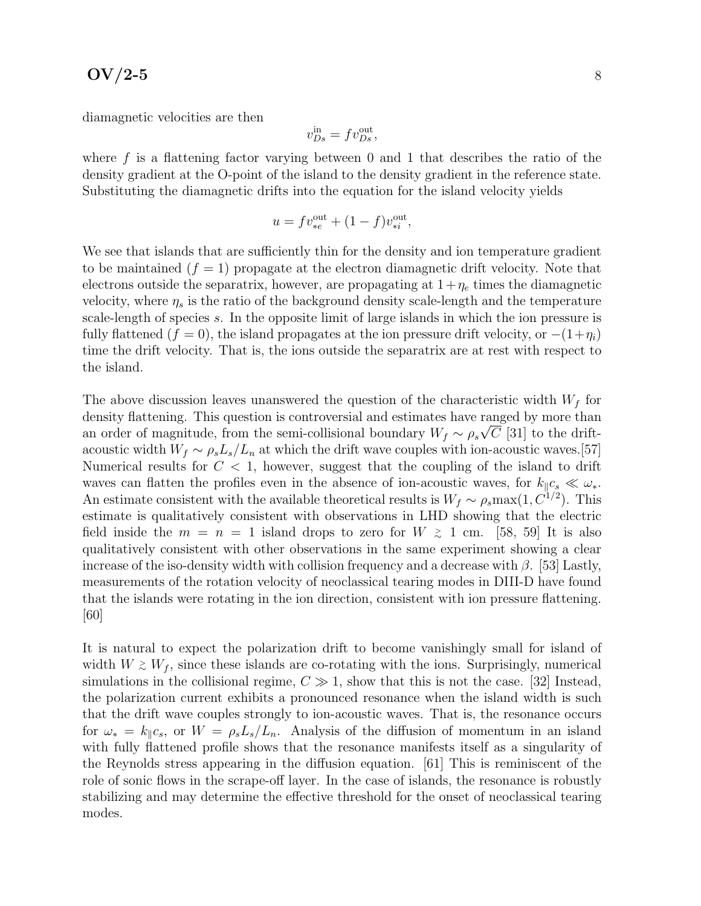diamagnetic velocities are then

$$v_{Ds}^{\text{in}} = f v_{Ds}^{\text{out}},$$

where $f$ is a flattening factor varying between 0 and 1 that describes the ratio of the density gradient at the O-point of the island to the density gradient in the reference state. Substituting the diamagnetic drifts into the equation for the island velocity yields

$$u = f v_{*e}^{\text{out}} + (1 - f) v_{*i}^{\text{out}},$$

We see that islands that are sufficiently thin for the density and ion temperature gradient to be maintained ($f = 1$) propagate at the electron diamagnetic drift velocity. Note that electrons outside the separatrix, however, are propagating at $1 + \eta_e$ times the diamagnetic velocity, where $\eta_s$ is the ratio of the background density scale-length and the temperature scale-length of species $s$. In the opposite limit of large islands in which the ion pressure is fully flattened ($f = 0$), the island propagates at the ion pressure drift velocity, or $-(1+\eta_i)$ time the drift velocity. That is, the ions outside the separatrix are at rest with respect to the island.

The above discussion leaves unanswered the question of the characteristic width $W_f$ for density flattening. This question is controversial and estimates have ranged by more than an order of magnitude, from the semi-collisional boundary $W_f \sim \rho_s \sqrt{C}$ [31] to the drift-acoustic width $W_f \sim \rho_s L_s / L_n$ at which the drift wave couples with ion-acoustic waves.[57] Numerical results for $C < 1$, however, suggest that the coupling of the island to drift waves can flatten the profiles even in the absence of ion-acoustic waves, for $k_\parallel c_s \ll \omega_*$. An estimate consistent with the available theoretical results is $W_f \sim \rho_s \max(1, C^{1/2})$. This estimate is qualitatively consistent with observations in LHD showing that the electric field inside the $m = n = 1$ island drops to zero for $W \gtrsim 1$ cm. [58, 59] It is also qualitatively consistent with other observations in the same experiment showing a clear increase of the iso-density width with collision frequency and a decrease with $\beta$. [53] Lastly, measurements of the rotation velocity of neoclassical tearing modes in DIII-D have found that the islands were rotating in the ion direction, consistent with ion pressure flattening. [60]

It is natural to expect the polarization drift to become vanishingly small for island of width $W \gtrsim W_f$, since these islands are co-rotating with the ions. Surprisingly, numerical simulations in the collisional regime, $C \gg 1$, show that this is not the case. [32] Instead, the polarization current exhibits a pronounced resonance when the island width is such that the drift wave couples strongly to ion-acoustic waves. That is, the resonance occurs for $\omega_* = k_\parallel c_s$, or $W = \rho_s L_s / L_n$. Analysis of the diffusion of momentum in an island with fully flattened profile shows that the resonance manifests itself as a singularity of the Reynolds stress appearing in the diffusion equation. [61] This is reminiscent of the role of sonic flows in the scrape-off layer. In the case of islands, the resonance is robustly stabilizing and may determine the effective threshold for the onset of neoclassical tearing modes.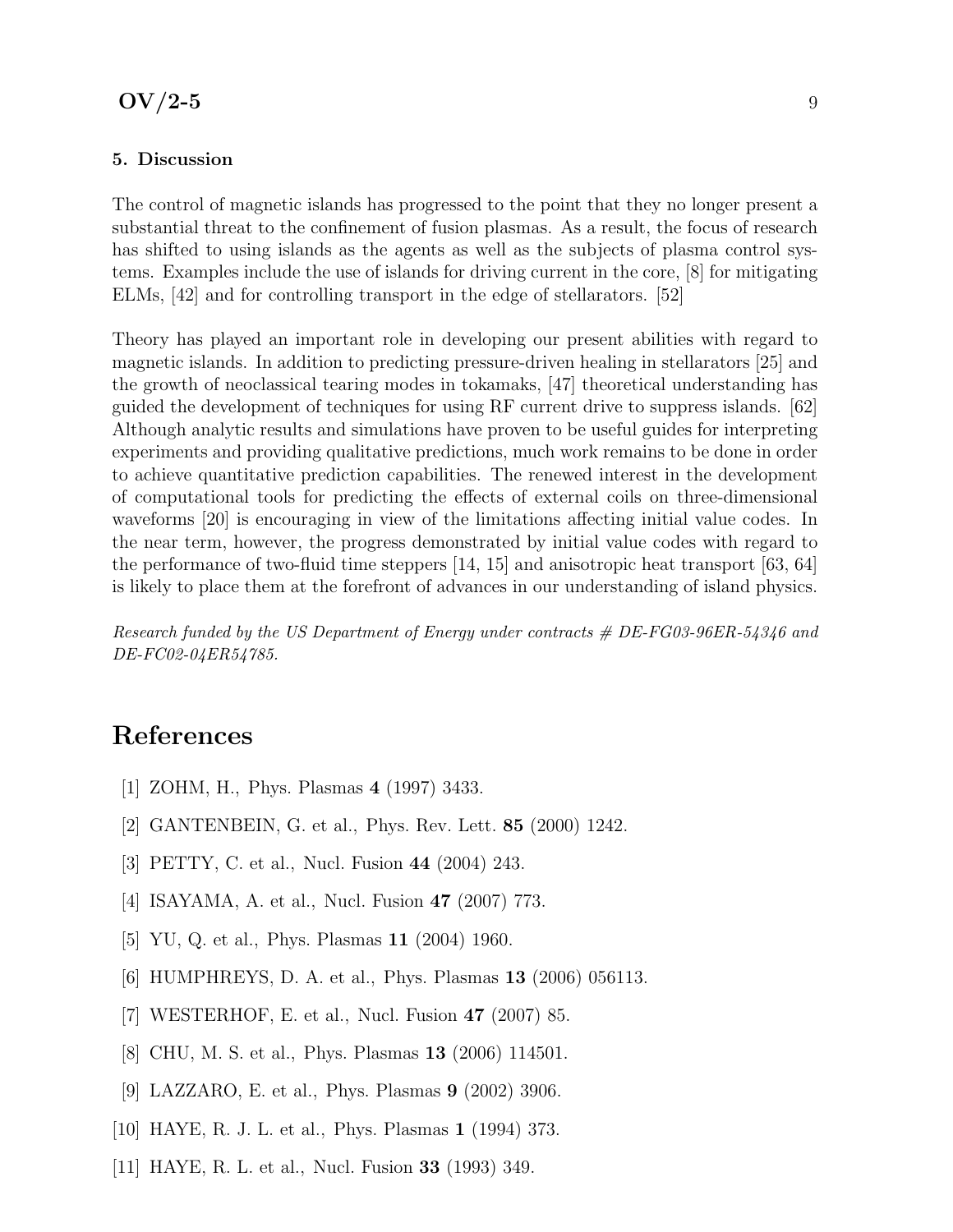## 5. Discussion

The control of magnetic islands has progressed to the point that they no longer present a substantial threat to the confinement of fusion plasmas. As a result, the focus of research has shifted to using islands as the agents as well as the subjects of plasma control systems. Examples include the use of islands for driving current in the core, [8] for mitigating ELMs, [42] and for controlling transport in the edge of stellarators. [52]

Theory has played an important role in developing our present abilities with regard to magnetic islands. In addition to predicting pressure-driven healing in stellarators [25] and the growth of neoclassical tearing modes in tokamaks, [47] theoretical understanding has guided the development of techniques for using RF current drive to suppress islands. [62] Although analytic results and simulations have proven to be useful guides for interpreting experiments and providing qualitative predictions, much work remains to be done in order to achieve quantitative prediction capabilities. The renewed interest in the development of computational tools for predicting the effects of external coils on three-dimensional waveforms [20] is encouraging in view of the limitations affecting initial value codes. In the near term, however, the progress demonstrated by initial value codes with regard to the performance of two-fluid time steppers [14, 15] and anisotropic heat transport [63, 64] is likely to place them at the forefront of advances in our understanding of island physics.

*Research funded by the US Department of Energy under contracts # DE-FG03-96ER-54346 and DE-FC02-04ER54785.*

# References

[1] ZOHM, H., Phys. Plasmas **4** (1997) 3433.

[2] GANTENBEIN, G. et al., Phys. Rev. Lett. **85** (2000) 1242.

[3] PETTY, C. et al., Nucl. Fusion **44** (2004) 243.

[4] ISAYAMA, A. et al., Nucl. Fusion **47** (2007) 773.

[5] YU, Q. et al., Phys. Plasmas **11** (2004) 1960.

[6] HUMPHREYS, D. A. et al., Phys. Plasmas **13** (2006) 056113.

[7] WESTERHOF, E. et al., Nucl. Fusion **47** (2007) 85.

[8] CHU, M. S. et al., Phys. Plasmas **13** (2006) 114501.

[9] LAZZARO, E. et al., Phys. Plasmas **9** (2002) 3906.

[10] HAYE, R. J. L. et al., Phys. Plasmas **1** (1994) 373.

[11] HAYE, R. L. et al., Nucl. Fusion **33** (1993) 349.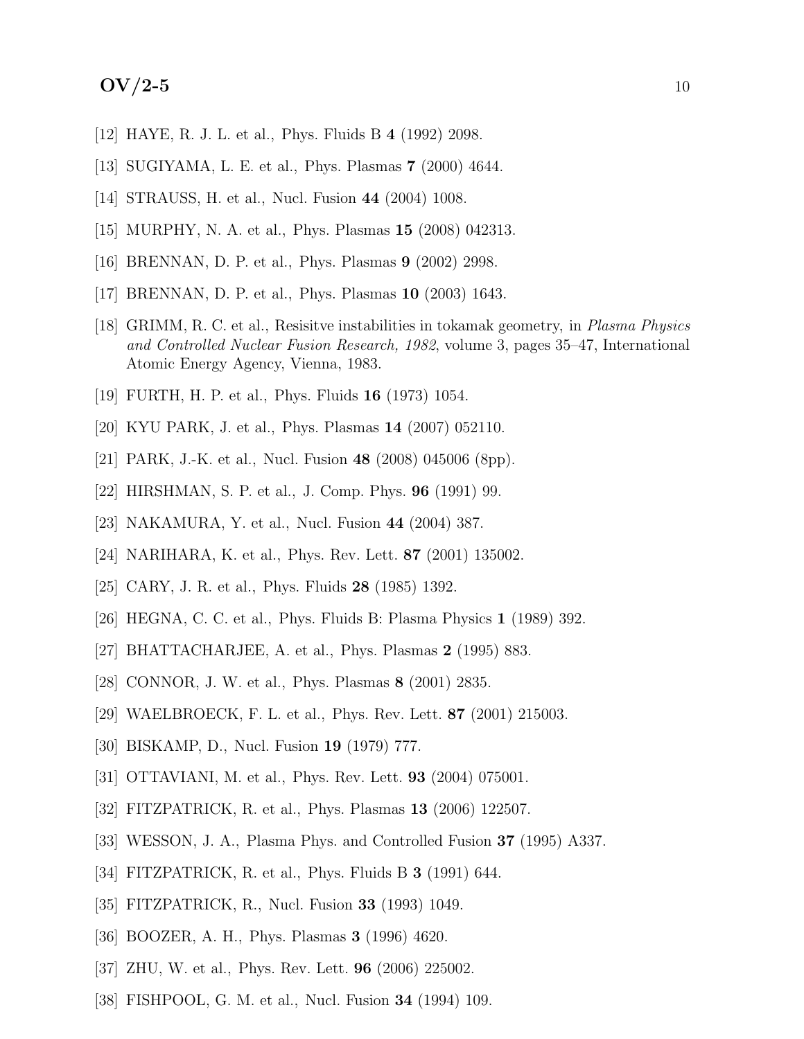[12] HAYE, R. J. L. et al., Phys. Fluids B **4** (1992) 2098.

[13] SUGIYAMA, L. E. et al., Phys. Plasmas **7** (2000) 4644.

[14] STRAUSS, H. et al., Nucl. Fusion **44** (2004) 1008.

[15] MURPHY, N. A. et al., Phys. Plasmas **15** (2008) 042313.

[16] BRENNAN, D. P. et al., Phys. Plasmas **9** (2002) 2998.

[17] BRENNAN, D. P. et al., Phys. Plasmas **10** (2003) 1643.

[18] GRIMM, R. C. et al., Resisitve instabilities in tokamak geometry, in *Plasma Physics and Controlled Nuclear Fusion Research, 1982*, volume 3, pages 35–47, International Atomic Energy Agency, Vienna, 1983.

[19] FURTH, H. P. et al., Phys. Fluids **16** (1973) 1054.

[20] KYU PARK, J. et al., Phys. Plasmas **14** (2007) 052110.

[21] PARK, J.-K. et al., Nucl. Fusion **48** (2008) 045006 (8pp).

[22] HIRSHMAN, S. P. et al., J. Comp. Phys. **96** (1991) 99.

[23] NAKAMURA, Y. et al., Nucl. Fusion **44** (2004) 387.

[24] NARIHARA, K. et al., Phys. Rev. Lett. **87** (2001) 135002.

[25] CARY, J. R. et al., Phys. Fluids **28** (1985) 1392.

[26] HEGNA, C. C. et al., Phys. Fluids B: Plasma Physics **1** (1989) 392.

[27] BHATTACHARJEE, A. et al., Phys. Plasmas **2** (1995) 883.

[28] CONNOR, J. W. et al., Phys. Plasmas **8** (2001) 2835.

[29] WAELBROECK, F. L. et al., Phys. Rev. Lett. **87** (2001) 215003.

[30] BISKAMP, D., Nucl. Fusion **19** (1979) 777.

[31] OTTAVIANI, M. et al., Phys. Rev. Lett. **93** (2004) 075001.

[32] FITZPATRICK, R. et al., Phys. Plasmas **13** (2006) 122507.

[33] WESSON, J. A., Plasma Phys. and Controlled Fusion **37** (1995) A337.

[34] FITZPATRICK, R. et al., Phys. Fluids B **3** (1991) 644.

[35] FITZPATRICK, R., Nucl. Fusion **33** (1993) 1049.

[36] BOOZER, A. H., Phys. Plasmas **3** (1996) 4620.

[37] ZHU, W. et al., Phys. Rev. Lett. **96** (2006) 225002.

[38] FISHPOOL, G. M. et al., Nucl. Fusion **34** (1994) 109.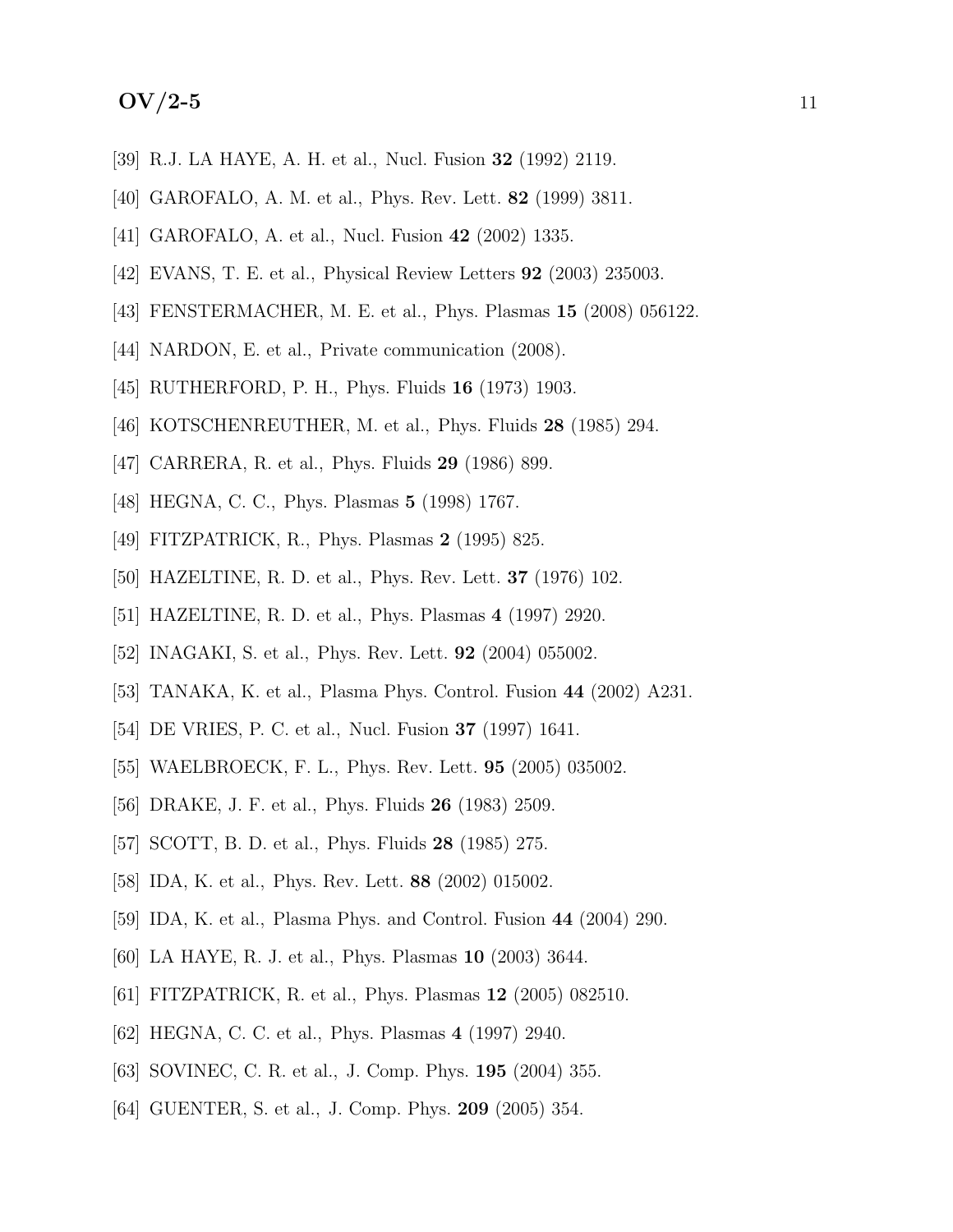[39] R.J. LA HAYE, A. H. et al., Nucl. Fusion **32** (1992) 2119.

[40] GAROFALO, A. M. et al., Phys. Rev. Lett. **82** (1999) 3811.

[41] GAROFALO, A. et al., Nucl. Fusion **42** (2002) 1335.

[42] EVANS, T. E. et al., Physical Review Letters **92** (2003) 235003.

[43] FENSTERMACHER, M. E. et al., Phys. Plasmas **15** (2008) 056122.

[44] NARDON, E. et al., Private communication (2008).

[45] RUTHERFORD, P. H., Phys. Fluids **16** (1973) 1903.

[46] KOTSCHENREUTHER, M. et al., Phys. Fluids **28** (1985) 294.

[47] CARRERA, R. et al., Phys. Fluids **29** (1986) 899.

[48] HEGNA, C. C., Phys. Plasmas **5** (1998) 1767.

[49] FITZPATRICK, R., Phys. Plasmas **2** (1995) 825.

[50] HAZELTINE, R. D. et al., Phys. Rev. Lett. **37** (1976) 102.

[51] HAZELTINE, R. D. et al., Phys. Plasmas **4** (1997) 2920.

[52] INAGAKI, S. et al., Phys. Rev. Lett. **92** (2004) 055002.

[53] TANAKA, K. et al., Plasma Phys. Control. Fusion **44** (2002) A231.

[54] DE VRIES, P. C. et al., Nucl. Fusion **37** (1997) 1641.

[55] WAELBROECK, F. L., Phys. Rev. Lett. **95** (2005) 035002.

[56] DRAKE, J. F. et al., Phys. Fluids **26** (1983) 2509.

[57] SCOTT, B. D. et al., Phys. Fluids **28** (1985) 275.

[58] IDA, K. et al., Phys. Rev. Lett. **88** (2002) 015002.

[59] IDA, K. et al., Plasma Phys. and Control. Fusion **44** (2004) 290.

[60] LA HAYE, R. J. et al., Phys. Plasmas **10** (2003) 3644.

[61] FITZPATRICK, R. et al., Phys. Plasmas **12** (2005) 082510.

[62] HEGNA, C. C. et al., Phys. Plasmas **4** (1997) 2940.

[63] SOVINEC, C. R. et al., J. Comp. Phys. **195** (2004) 355.

[64] GUENTER, S. et al., J. Comp. Phys. **209** (2005) 354.